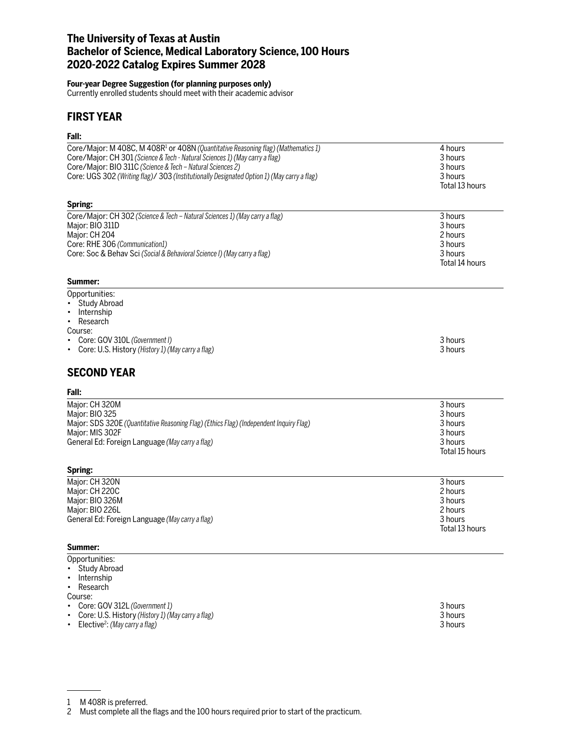# The University of Texas at Austin
# Bachelor of Science, Medical Laboratory Science, 100 Hours
# 2020-2022 Catalog Expires Summer 2028

**Four-year Degree Suggestion (for planning purposes only)**
Currently enrolled students should meet with their academic advisor

## FIRST YEAR

**Fall:**

| | |
|---|---|
| Core/Major: M 408C, M 408R[1] or 408N *(Quantitative Reasoning flag) (Mathematics 1)* | 4 hours |
| Core/Major: CH 301 *(Science & Tech - Natural Sciences 1) (May carry a flag)* | 3 hours |
| Core/Major: BIO 311C *(Science & Tech – Natural Sciences 2)* | 3 hours |
| Core: UGS 302 *(Writing flag)*/ 303 *(Institutionally Designated Option 1) (May carry a flag)* | 3 hours |
| | Total 13 hours |

**Spring:**

| | |
|---|---|
| Core/Major: CH 302 *(Science & Tech – Natural Sciences 1) (May carry a flag)* | 3 hours |
| Major: BIO 311D | 3 hours |
| Major: CH 204 | 2 hours |
| Core: RHE 306 *(Communication1)* | 3 hours |
| Core: Soc & Behav Sci *(Social & Behavioral Science I) (May carry a flag)* | 3 hours |
| | Total 14 hours |

**Summer:**

Opportunities:
- Study Abroad
- Internship
- Research

Course:

| | |
|---|---|
| • Core: GOV 310L *(Government I)* | 3 hours |
| • Core: U.S. History *(History 1) (May carry a flag)* | 3 hours |

## SECOND YEAR

**Fall:**

| | |
|---|---|
| Major: CH 320M | 3 hours |
| Major: BIO 325 | 3 hours |
| Major: SDS 320E *(Quantitative Reasoning Flag) (Ethics Flag) (Independent Inquiry Flag)* | 3 hours |
| Major: MIS 302F | 3 hours |
| General Ed: Foreign Language *(May carry a flag)* | 3 hours |
| | Total 15 hours |

**Spring:**

| | |
|---|---|
| Major: CH 320N | 3 hours |
| Major: CH 220C | 2 hours |
| Major: BIO 326M | 3 hours |
| Major: BIO 226L | 2 hours |
| General Ed: Foreign Language *(May carry a flag)* | 3 hours |
| | Total 13 hours |

**Summer:**

Opportunities:
- Study Abroad
- Internship
- Research

Course:

| | |
|---|---|
| • Core: GOV 312L *(Government 1)* | 3 hours |
| • Core: U.S. History *(History 1) (May carry a flag)* | 3 hours |
| • Elective[2]: *(May carry a flag)* | 3 hours |

---

1 M 408R is preferred.
2 Must complete all the flags and the 100 hours required prior to start of the practicum.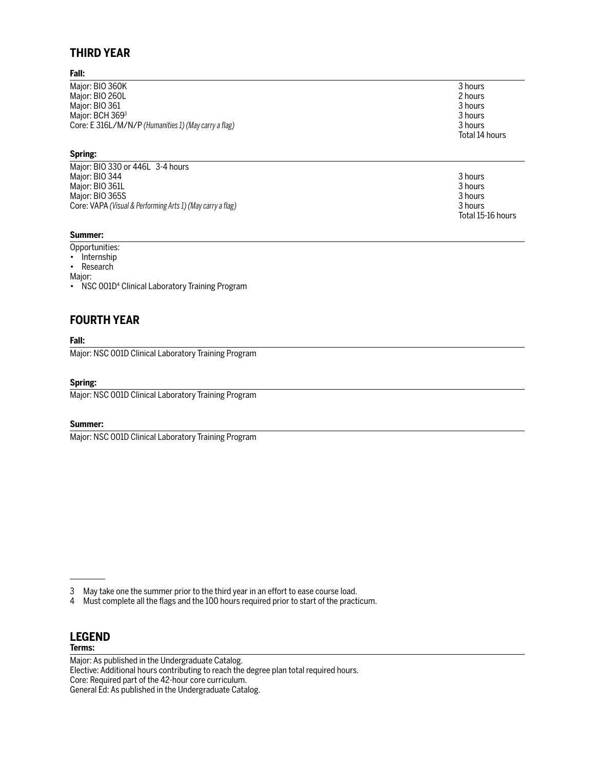## THIRD YEAR

**Fall:**

| | |
|---|---|
| Major: BIO 360K | 3 hours |
| Major: BIO 260L | 2 hours |
| Major: BIO 361 | 3 hours |
| Major: BCH 369[3] | 3 hours |
| Core: E 316L/M/N/P *(Humanities 1) (May carry a flag)* | 3 hours |
| | Total 14 hours |

**Spring:**

| | |
|---|---|
| Major: BIO 330 or 446L 3-4 hours | |
| Major: BIO 344 | 3 hours |
| Major: BIO 361L | 3 hours |
| Major: BIO 365S | 3 hours |
| Core: VAPA *(Visual & Performing Arts 1) (May carry a flag)* | 3 hours |
| | Total 15-16 hours |

**Summer:**

Opportunities:

- Internship
- Research

Major:

- NSC 001D[4] Clinical Laboratory Training Program

## FOURTH YEAR

**Fall:**

Major: NSC 001D Clinical Laboratory Training Program

**Spring:**

Major: NSC 001D Clinical Laboratory Training Program

**Summer:**

Major: NSC 001D Clinical Laboratory Training Program

---

3 May take one the summer prior to the third year in an effort to ease course load.

4 Must complete all the flags and the 100 hours required prior to start of the practicum.

## LEGEND

**Terms:**

Major: As published in the Undergraduate Catalog.
Elective: Additional hours contributing to reach the degree plan total required hours.
Core: Required part of the 42-hour core curriculum.
General Ed: As published in the Undergraduate Catalog.